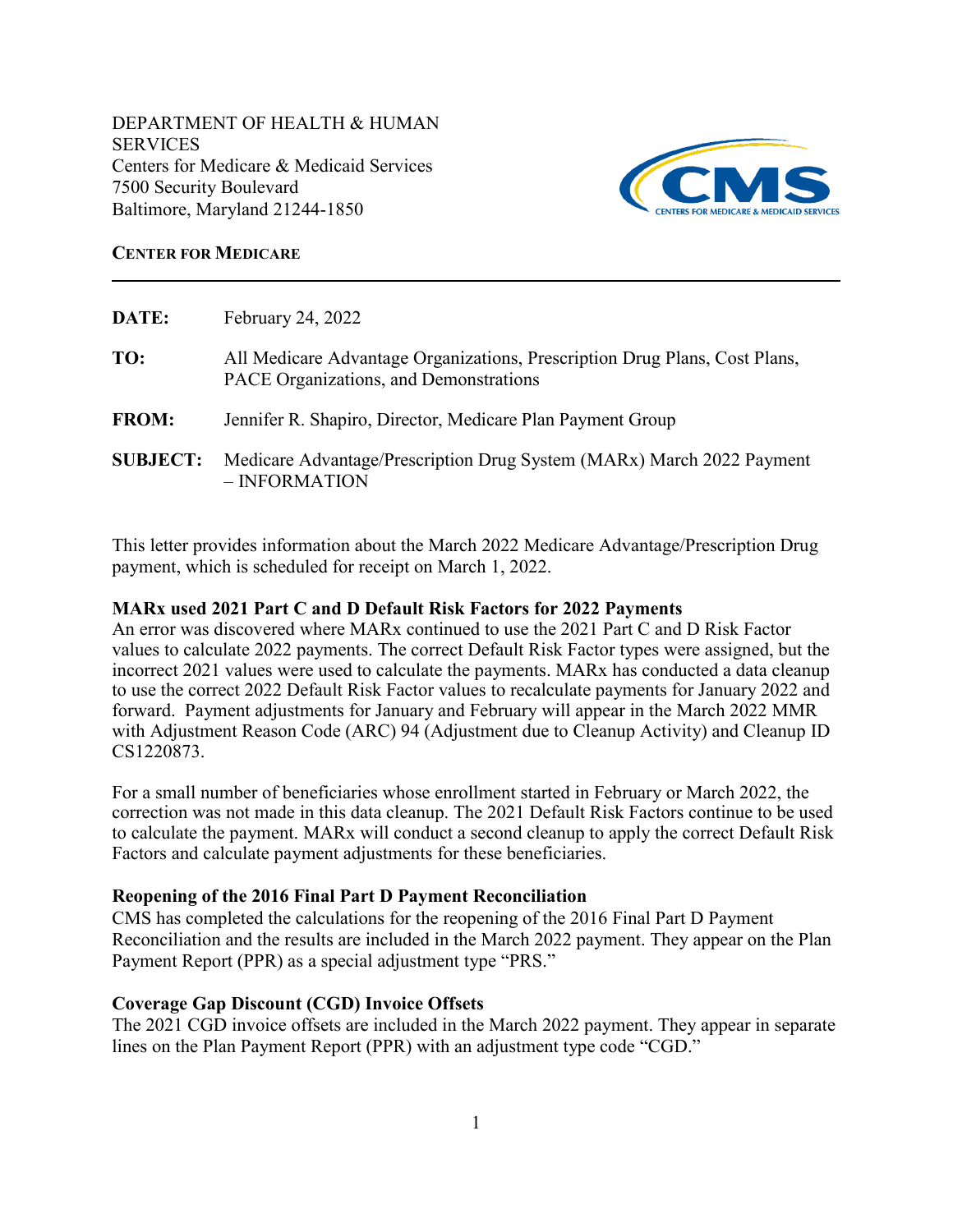DEPARTMENT OF HEALTH & HUMAN SERVICES
Centers for Medicare & Medicaid Services
7500 Security Boulevard
Baltimore, Maryland 21244-1850

**CENTER FOR MEDICARE**

---

**DATE:** February 24, 2022

**TO:** All Medicare Advantage Organizations, Prescription Drug Plans, Cost Plans, PACE Organizations, and Demonstrations

**FROM:** Jennifer R. Shapiro, Director, Medicare Plan Payment Group

**SUBJECT:** Medicare Advantage/Prescription Drug System (MARx) March 2022 Payment – INFORMATION

This letter provides information about the March 2022 Medicare Advantage/Prescription Drug payment, which is scheduled for receipt on March 1, 2022.

**MARx used 2021 Part C and D Default Risk Factors for 2022 Payments**

An error was discovered where MARx continued to use the 2021 Part C and D Risk Factor values to calculate 2022 payments. The correct Default Risk Factor types were assigned, but the incorrect 2021 values were used to calculate the payments. MARx has conducted a data cleanup to use the correct 2022 Default Risk Factor values to recalculate payments for January 2022 and forward. Payment adjustments for January and February will appear in the March 2022 MMR with Adjustment Reason Code (ARC) 94 (Adjustment due to Cleanup Activity) and Cleanup ID CS1220873.

For a small number of beneficiaries whose enrollment started in February or March 2022, the correction was not made in this data cleanup. The 2021 Default Risk Factors continue to be used to calculate the payment. MARx will conduct a second cleanup to apply the correct Default Risk Factors and calculate payment adjustments for these beneficiaries.

**Reopening of the 2016 Final Part D Payment Reconciliation**

CMS has completed the calculations for the reopening of the 2016 Final Part D Payment Reconciliation and the results are included in the March 2022 payment. They appear on the Plan Payment Report (PPR) as a special adjustment type "PRS."

**Coverage Gap Discount (CGD) Invoice Offsets**

The 2021 CGD invoice offsets are included in the March 2022 payment. They appear in separate lines on the Plan Payment Report (PPR) with an adjustment type code "CGD."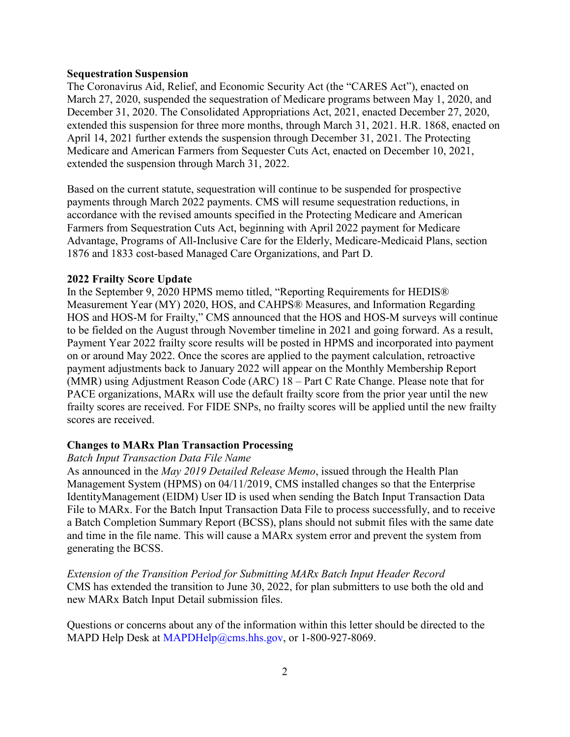**Sequestration Suspension**

The Coronavirus Aid, Relief, and Economic Security Act (the "CARES Act"), enacted on March 27, 2020, suspended the sequestration of Medicare programs between May 1, 2020, and December 31, 2020. The Consolidated Appropriations Act, 2021, enacted December 27, 2020, extended this suspension for three more months, through March 31, 2021. H.R. 1868, enacted on April 14, 2021 further extends the suspension through December 31, 2021. The Protecting Medicare and American Farmers from Sequester Cuts Act, enacted on December 10, 2021, extended the suspension through March 31, 2022.

Based on the current statute, sequestration will continue to be suspended for prospective payments through March 2022 payments. CMS will resume sequestration reductions, in accordance with the revised amounts specified in the Protecting Medicare and American Farmers from Sequestration Cuts Act, beginning with April 2022 payment for Medicare Advantage, Programs of All-Inclusive Care for the Elderly, Medicare-Medicaid Plans, section 1876 and 1833 cost-based Managed Care Organizations, and Part D.

**2022 Frailty Score Update**

In the September 9, 2020 HPMS memo titled, "Reporting Requirements for HEDIS® Measurement Year (MY) 2020, HOS, and CAHPS® Measures, and Information Regarding HOS and HOS-M for Frailty," CMS announced that the HOS and HOS-M surveys will continue to be fielded on the August through November timeline in 2021 and going forward. As a result, Payment Year 2022 frailty score results will be posted in HPMS and incorporated into payment on or around May 2022. Once the scores are applied to the payment calculation, retroactive payment adjustments back to January 2022 will appear on the Monthly Membership Report (MMR) using Adjustment Reason Code (ARC) 18 – Part C Rate Change. Please note that for PACE organizations, MARx will use the default frailty score from the prior year until the new frailty scores are received. For FIDE SNPs, no frailty scores will be applied until the new frailty scores are received.

**Changes to MARx Plan Transaction Processing**

*Batch Input Transaction Data File Name*

As announced in the *May 2019 Detailed Release Memo*, issued through the Health Plan Management System (HPMS) on 04/11/2019, CMS installed changes so that the Enterprise IdentityManagement (EIDM) User ID is used when sending the Batch Input Transaction Data File to MARx. For the Batch Input Transaction Data File to process successfully, and to receive a Batch Completion Summary Report (BCSS), plans should not submit files with the same date and time in the file name. This will cause a MARx system error and prevent the system from generating the BCSS.

*Extension of the Transition Period for Submitting MARx Batch Input Header Record*

CMS has extended the transition to June 30, 2022, for plan submitters to use both the old and new MARx Batch Input Detail submission files.

Questions or concerns about any of the information within this letter should be directed to the MAPD Help Desk at MAPDHelp@cms.hhs.gov, or 1-800-927-8069.